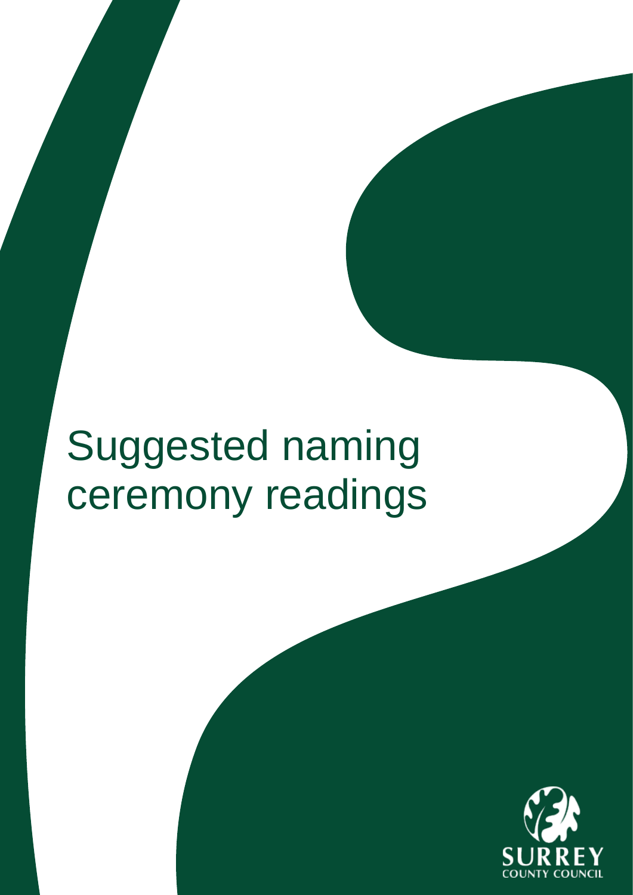# Suggested naming ceremony readings

SURREY
COUNTY COUNCIL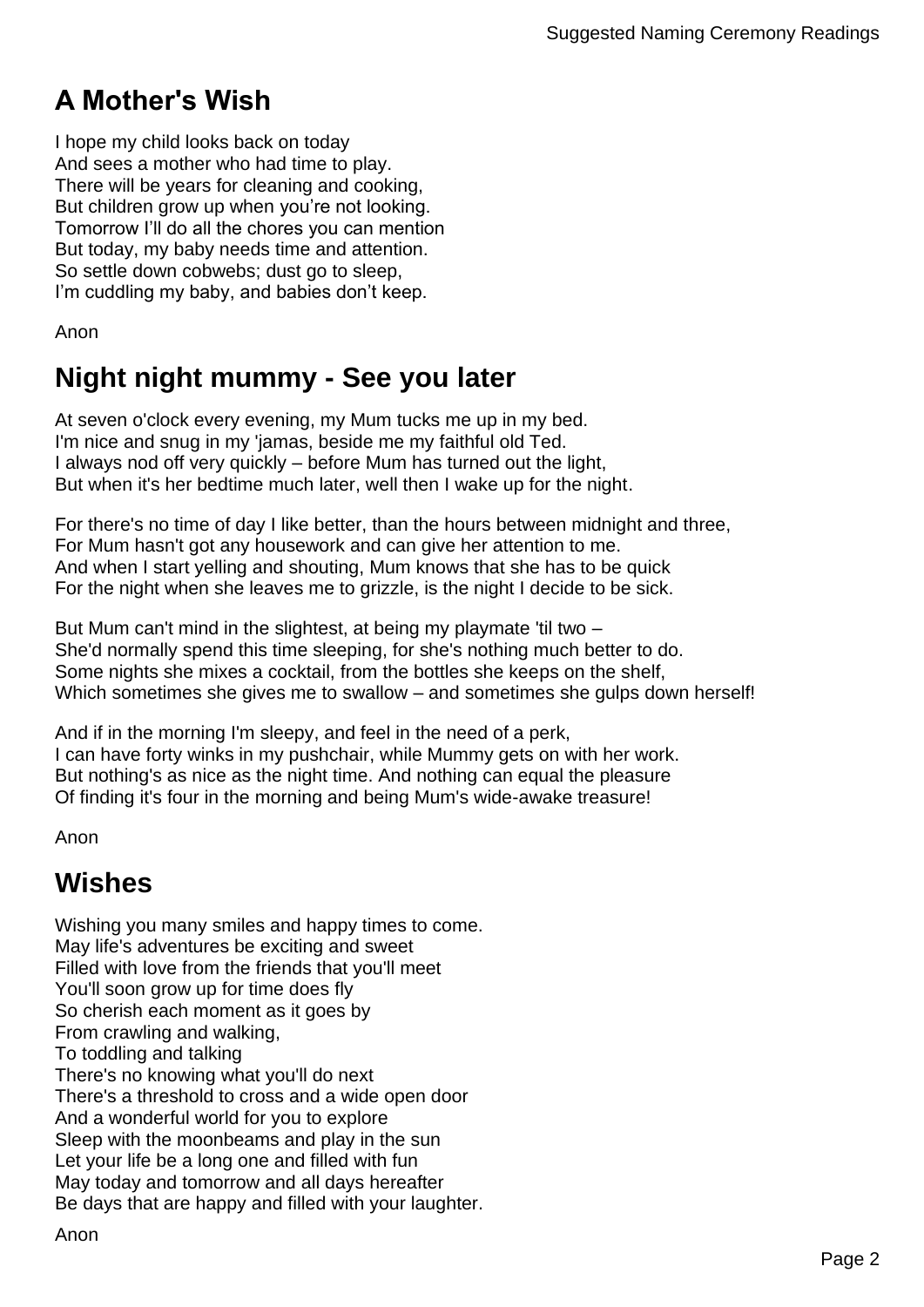## A Mother's Wish

I hope my child looks back on today
And sees a mother who had time to play.
There will be years for cleaning and cooking,
But children grow up when you're not looking.
Tomorrow I'll do all the chores you can mention
But today, my baby needs time and attention.
So settle down cobwebs; dust go to sleep,
I'm cuddling my baby, and babies don't keep.

Anon

## Night night mummy - See you later

At seven o'clock every evening, my Mum tucks me up in my bed.
I'm nice and snug in my 'jamas, beside me my faithful old Ted.
I always nod off very quickly – before Mum has turned out the light,
But when it's her bedtime much later, well then I wake up for the night.

For there's no time of day I like better, than the hours between midnight and three,
For Mum hasn't got any housework and can give her attention to me.
And when I start yelling and shouting, Mum knows that she has to be quick
For the night when she leaves me to grizzle, is the night I decide to be sick.

But Mum can't mind in the slightest, at being my playmate 'til two –
She'd normally spend this time sleeping, for she's nothing much better to do.
Some nights she mixes a cocktail, from the bottles she keeps on the shelf,
Which sometimes she gives me to swallow – and sometimes she gulps down herself!

And if in the morning I'm sleepy, and feel in the need of a perk,
I can have forty winks in my pushchair, while Mummy gets on with her work.
But nothing's as nice as the night time. And nothing can equal the pleasure
Of finding it's four in the morning and being Mum's wide-awake treasure!

Anon

## Wishes

Wishing you many smiles and happy times to come.
May life's adventures be exciting and sweet
Filled with love from the friends that you'll meet
You'll soon grow up for time does fly
So cherish each moment as it goes by
From crawling and walking,
To toddling and talking
There's no knowing what you'll do next
There's a threshold to cross and a wide open door
And a wonderful world for you to explore
Sleep with the moonbeams and play in the sun
Let your life be a long one and filled with fun
May today and tomorrow and all days hereafter
Be days that are happy and filled with your laughter.

Anon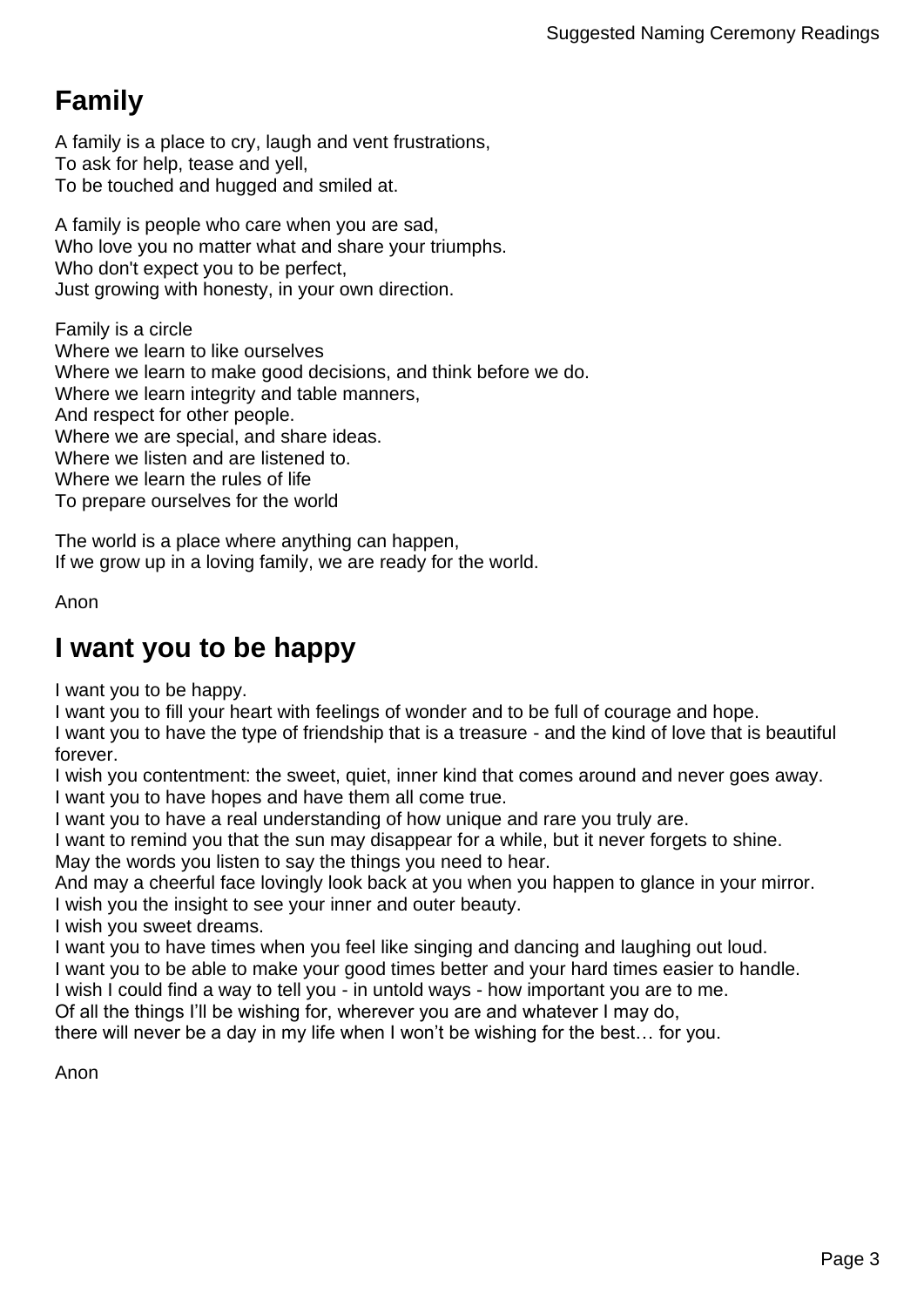# Family

A family is a place to cry, laugh and vent frustrations,
To ask for help, tease and yell,
To be touched and hugged and smiled at.

A family is people who care when you are sad,
Who love you no matter what and share your triumphs.
Who don't expect you to be perfect,
Just growing with honesty, in your own direction.

Family is a circle
Where we learn to like ourselves
Where we learn to make good decisions, and think before we do.
Where we learn integrity and table manners,
And respect for other people.
Where we are special, and share ideas.
Where we listen and are listened to.
Where we learn the rules of life
To prepare ourselves for the world

The world is a place where anything can happen,
If we grow up in a loving family, we are ready for the world.

Anon

# I want you to be happy

I want you to be happy.
I want you to fill your heart with feelings of wonder and to be full of courage and hope.
I want you to have the type of friendship that is a treasure - and the kind of love that is beautiful forever.
I wish you contentment: the sweet, quiet, inner kind that comes around and never goes away.
I want you to have hopes and have them all come true.
I want you to have a real understanding of how unique and rare you truly are.
I want to remind you that the sun may disappear for a while, but it never forgets to shine.
May the words you listen to say the things you need to hear.
And may a cheerful face lovingly look back at you when you happen to glance in your mirror.
I wish you the insight to see your inner and outer beauty.
I wish you sweet dreams.
I want you to have times when you feel like singing and dancing and laughing out loud.
I want you to be able to make your good times better and your hard times easier to handle.
I wish I could find a way to tell you - in untold ways - how important you are to me.
Of all the things I'll be wishing for, wherever you are and whatever I may do,
there will never be a day in my life when I won't be wishing for the best… for you.

Anon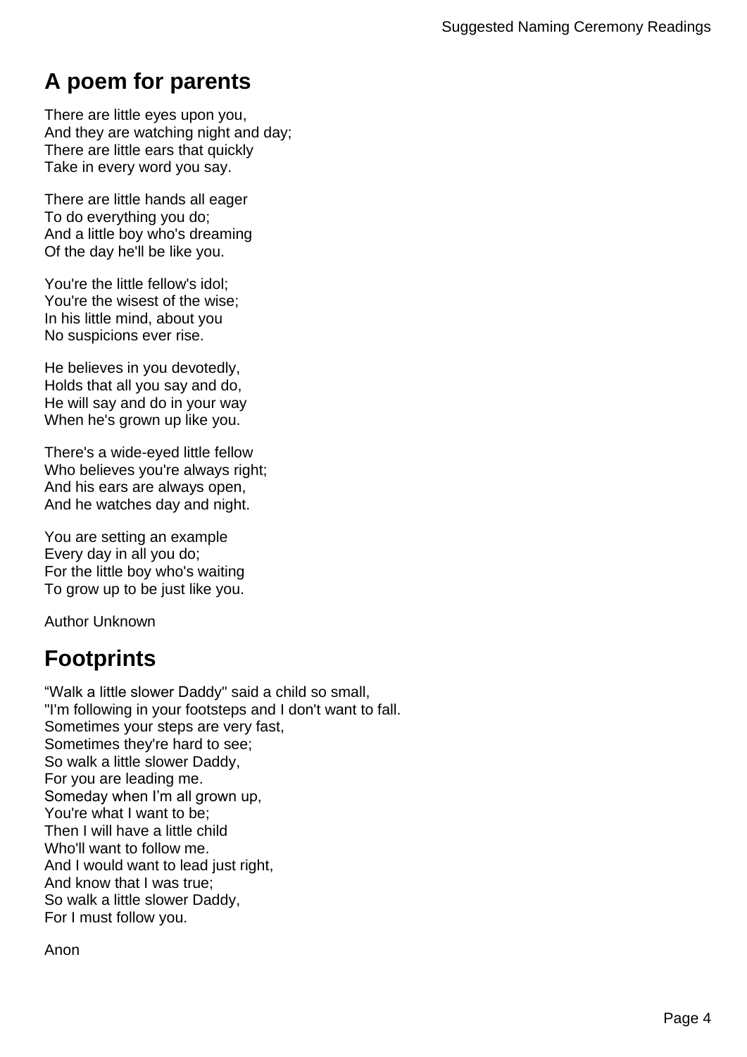## A poem for parents

There are little eyes upon you,
And they are watching night and day;
There are little ears that quickly
Take in every word you say.

There are little hands all eager
To do everything you do;
And a little boy who's dreaming
Of the day he'll be like you.

You're the little fellow's idol;
You're the wisest of the wise;
In his little mind, about you
No suspicions ever rise.

He believes in you devotedly,
Holds that all you say and do,
He will say and do in your way
When he's grown up like you.

There's a wide-eyed little fellow
Who believes you're always right;
And his ears are always open,
And he watches day and night.

You are setting an example
Every day in all you do;
For the little boy who's waiting
To grow up to be just like you.

Author Unknown

## Footprints

“Walk a little slower Daddy" said a child so small,
"I'm following in your footsteps and I don't want to fall.
Sometimes your steps are very fast,
Sometimes they're hard to see;
So walk a little slower Daddy,
For you are leading me.
Someday when I’m all grown up,
You're what I want to be;
Then I will have a little child
Who'll want to follow me.
And I would want to lead just right,
And know that I was true;
So walk a little slower Daddy,
For I must follow you.

Anon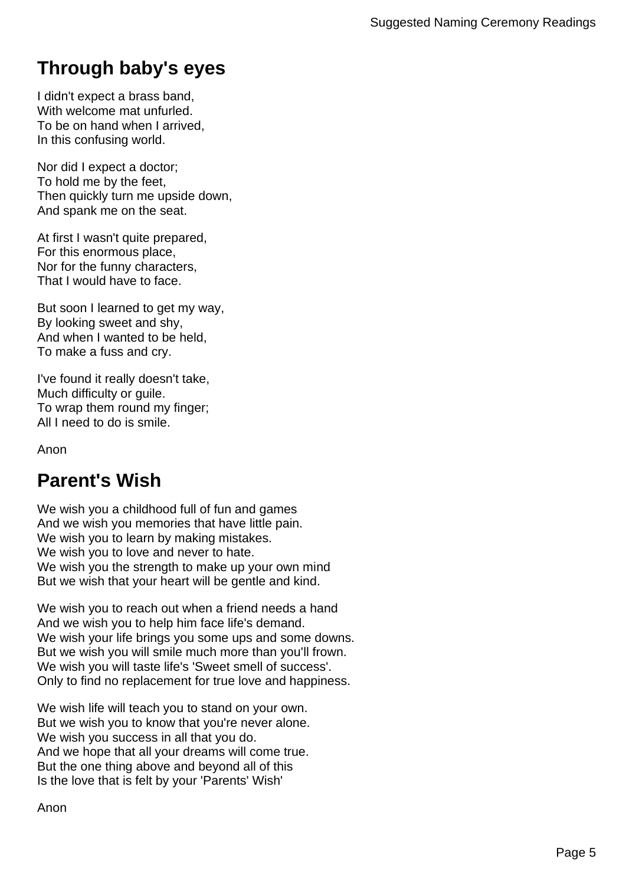## Through baby's eyes

I didn't expect a brass band,
With welcome mat unfurled.
To be on hand when I arrived,
In this confusing world.

Nor did I expect a doctor;
To hold me by the feet,
Then quickly turn me upside down,
And spank me on the seat.

At first I wasn't quite prepared,
For this enormous place,
Nor for the funny characters,
That I would have to face.

But soon I learned to get my way,
By looking sweet and shy,
And when I wanted to be held,
To make a fuss and cry.

I've found it really doesn't take,
Much difficulty or guile.
To wrap them round my finger;
All I need to do is smile.

Anon

## Parent's Wish

We wish you a childhood full of fun and games
And we wish you memories that have little pain.
We wish you to learn by making mistakes.
We wish you to love and never to hate.
We wish you the strength to make up your own mind
But we wish that your heart will be gentle and kind.

We wish you to reach out when a friend needs a hand
And we wish you to help him face life's demand.
We wish your life brings you some ups and some downs.
But we wish you will smile much more than you'll frown.
We wish you will taste life's 'Sweet smell of success'.
Only to find no replacement for true love and happiness.

We wish life will teach you to stand on your own.
But we wish you to know that you're never alone.
We wish you success in all that you do.
And we hope that all your dreams will come true.
But the one thing above and beyond all of this
Is the love that is felt by your 'Parents' Wish'

Anon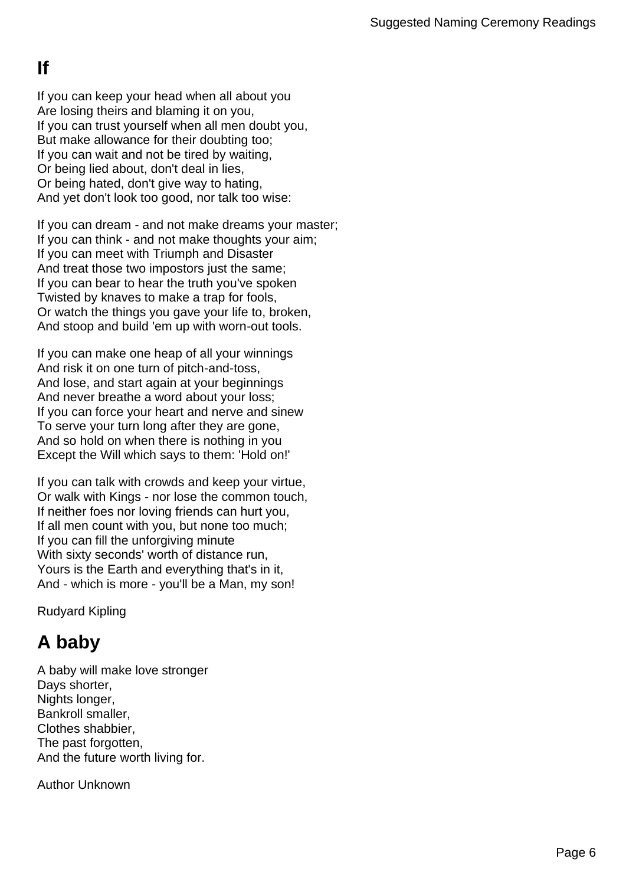# If

If you can keep your head when all about you
Are losing theirs and blaming it on you,
If you can trust yourself when all men doubt you,
But make allowance for their doubting too;
If you can wait and not be tired by waiting,
Or being lied about, don't deal in lies,
Or being hated, don't give way to hating,
And yet don't look too good, nor talk too wise:

If you can dream - and not make dreams your master;
If you can think - and not make thoughts your aim;
If you can meet with Triumph and Disaster
And treat those two impostors just the same;
If you can bear to hear the truth you've spoken
Twisted by knaves to make a trap for fools,
Or watch the things you gave your life to, broken,
And stoop and build 'em up with worn-out tools.

If you can make one heap of all your winnings
And risk it on one turn of pitch-and-toss,
And lose, and start again at your beginnings
And never breathe a word about your loss;
If you can force your heart and nerve and sinew
To serve your turn long after they are gone,
And so hold on when there is nothing in you
Except the Will which says to them: 'Hold on!'

If you can talk with crowds and keep your virtue,
Or walk with Kings - nor lose the common touch,
If neither foes nor loving friends can hurt you,
If all men count with you, but none too much;
If you can fill the unforgiving minute
With sixty seconds' worth of distance run,
Yours is the Earth and everything that's in it,
And - which is more - you'll be a Man, my son!

Rudyard Kipling

# A baby

A baby will make love stronger
Days shorter,
Nights longer,
Bankroll smaller,
Clothes shabbier,
The past forgotten,
And the future worth living for.

Author Unknown